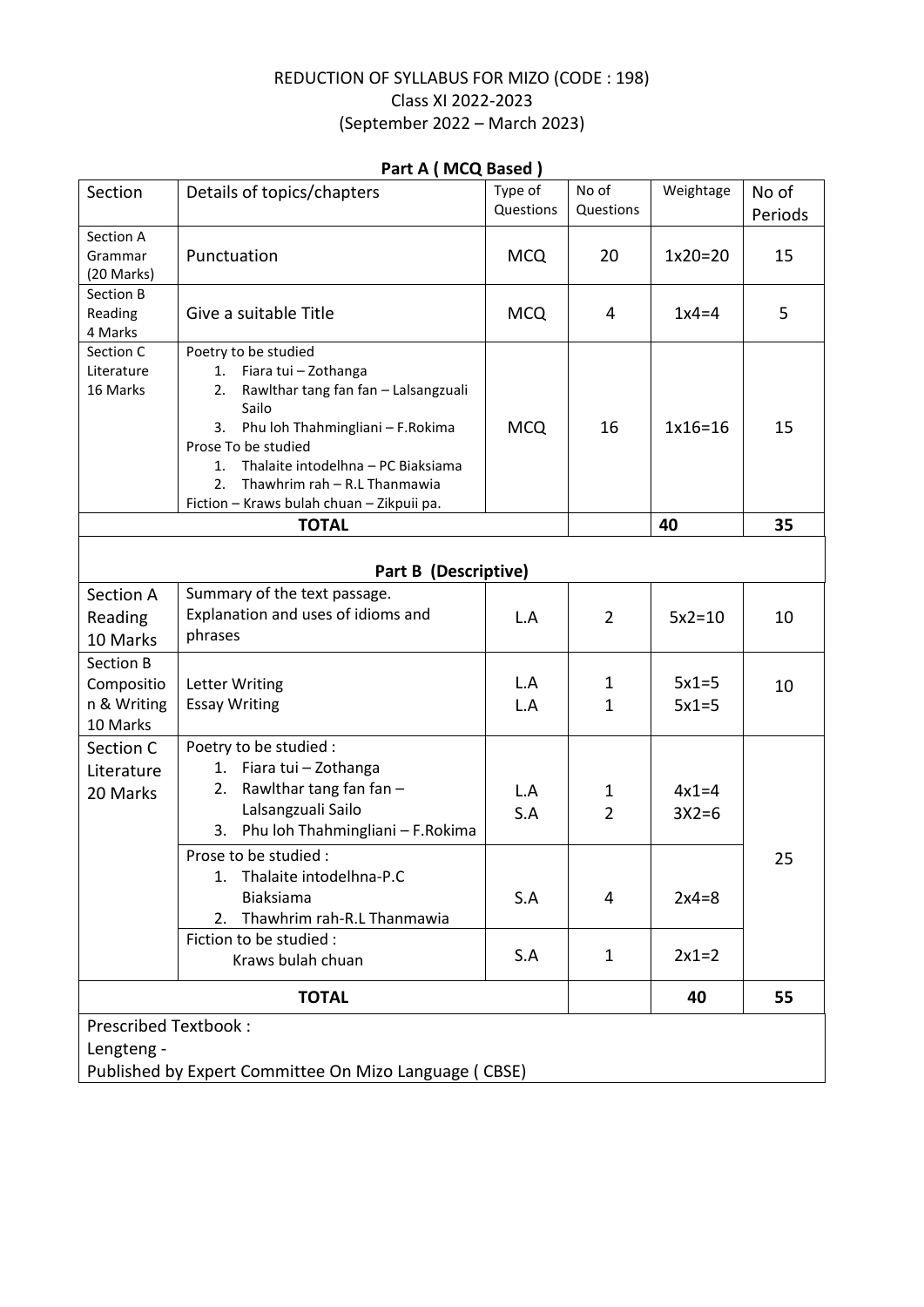# REDUCTION OF SYLLABUS FOR MIZO (CODE : 198)

Class XI 2022-2023

(September 2022 – March 2023)

## Part A ( MCQ Based )

| Section | Details of topics/chapters | Type of Questions | No of Questions | Weightage | No of Periods |
|---|---|---|---|---|---|
| Section A Grammar (20 Marks) | Punctuation | MCQ | 20 | 1x20=20 | 15 |
| Section B Reading 4 Marks | Give a suitable Title | MCQ | 4 | 1x4=4 | 5 |
| Section C Literature 16 Marks | Poetry to be studied<br>1. Fiara tui – Zothanga<br>2. Rawlthar tang fan fan – Lalsangzuali Sailo<br>3. Phu loh Thahmingliani – F.Rokima<br>Prose To be studied<br>1. Thalaite intodelhna – PC Biaksiama<br>2. Thawhrim rah – R.L Thanmawia<br>Fiction – Kraws bulah chuan – Zikpuii pa. | MCQ | 16 | 1x16=16 | 15 |
| **TOTAL** | | | | **40** | **35** |

## Part B (Descriptive)

| Section | Details of topics/chapters | Type of Questions | No of Questions | Weightage | No of Periods |
|---|---|---|---|---|---|
| Section A Reading 10 Marks | Summary of the text passage.<br>Explanation and uses of idioms and phrases | L.A | 2 | 5x2=10 | 10 |
| Section B Composition & Writing 10 Marks | Letter Writing<br>Essay Writing | L.A<br>L.A | 1<br>1 | 5x1=5<br>5x1=5 | 10 |
| Section C Literature 20 Marks | Poetry to be studied :<br>1. Fiara tui – Zothanga<br>2. Rawlthar tang fan fan – Lalsangzuali Sailo<br>3. Phu loh Thahmingliani – F.Rokima | L.A<br>S.A | 1<br>2 | 4x1=4<br>3X2=6 | 25 |
| | Prose to be studied :<br>1. Thalaite intodelhna-P.C Biaksiama<br>2. Thawhrim rah-R.L Thanmawia | S.A | 4 | 2x4=8 | |
| | Fiction to be studied :<br>Kraws bulah chuan | S.A | 1 | 2x1=2 | |
| **TOTAL** | | | | **40** | **55** |

Prescribed Textbook :

Lengteng -

Published by Expert Committee On Mizo Language ( CBSE)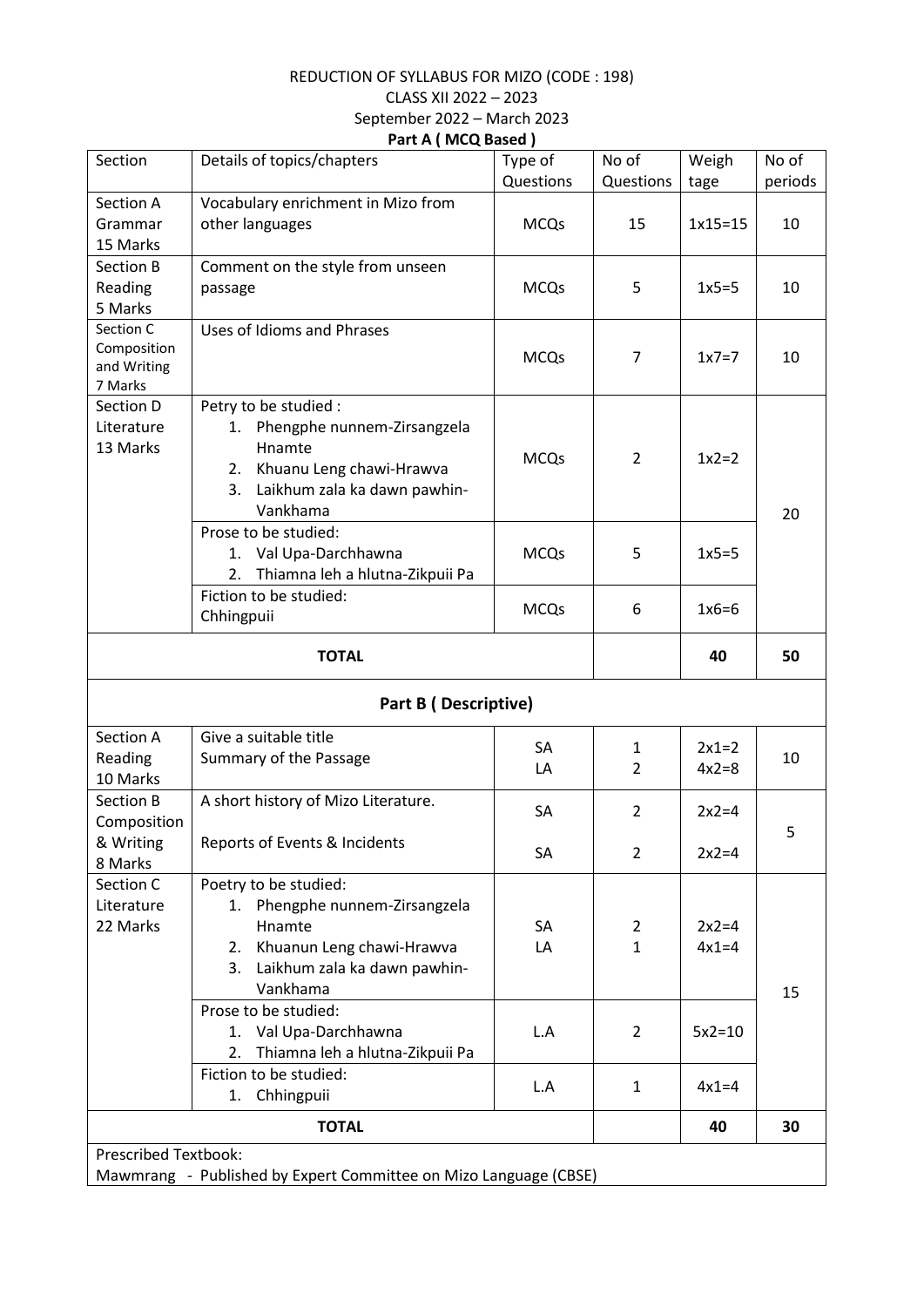REDUCTION OF SYLLABUS FOR MIZO (CODE : 198)
CLASS XII 2022 – 2023
September 2022 – March 2023

**Part A ( MCQ Based )**

| Section | Details of topics/chapters | Type of Questions | No of Questions | Weigh tage | No of periods |
|---|---|---|---|---|---|
| Section A Grammar 15 Marks | Vocabulary enrichment in Mizo from other languages | MCQs | 15 | 1x15=15 | 10 |
| Section B Reading 5 Marks | Comment on the style from unseen passage | MCQs | 5 | 1x5=5 | 10 |
| Section C Composition and Writing 7 Marks | Uses of Idioms and Phrases | MCQs | 7 | 1x7=7 | 10 |
| Section D Literature 13 Marks | Petry to be studied : 1. Phengphe nunnem-Zirsangzela Hnamte 2. Khuanu Leng chawi-Hrawva 3. Laikhum zala ka dawn pawhin-Vankhama | MCQs | 2 | 1x2=2 | 20 |
| | Prose to be studied: 1. Val Upa-Darchhawna 2. Thiamna leh a hlutna-Zikpuii Pa | MCQs | 5 | 1x5=5 | |
| | Fiction to be studied: Chhingpuii | MCQs | 6 | 1x6=6 | |
| **TOTAL** | | | | **40** | **50** |

**Part B ( Descriptive)**

| Section | Details of topics/chapters | Type of Questions | No of Questions | Weigh tage | No of periods |
|---|---|---|---|---|---|
| Section A Reading 10 Marks | Give a suitable title<br>Summary of the Passage | SA<br>LA | 1<br>2 | 2x1=2<br>4x2=8 | 10 |
| Section B Composition & Writing 8 Marks | A short history of Mizo Literature. | SA | 2 | 2x2=4 | 5 |
| | Reports of Events & Incidents | SA | 2 | 2x2=4 | |
| Section C Literature 22 Marks | Poetry to be studied: 1. Phengphe nunnem-Zirsangzela Hnamte 2. Khuanun Leng chawi-Hrawva 3. Laikhum zala ka dawn pawhin-Vankhama | SA<br>LA | 2<br>1 | 2x2=4<br>4x1=4 | 15 |
| | Prose to be studied: 1. Val Upa-Darchhawna 2. Thiamna leh a hlutna-Zikpuii Pa | L.A | 2 | 5x2=10 | |
| | Fiction to be studied: 1. Chhingpuii | L.A | 1 | 4x1=4 | |
| **TOTAL** | | | | **40** | **30** |

Prescribed Textbook:
Mawmrang - Published by Expert Committee on Mizo Language (CBSE)